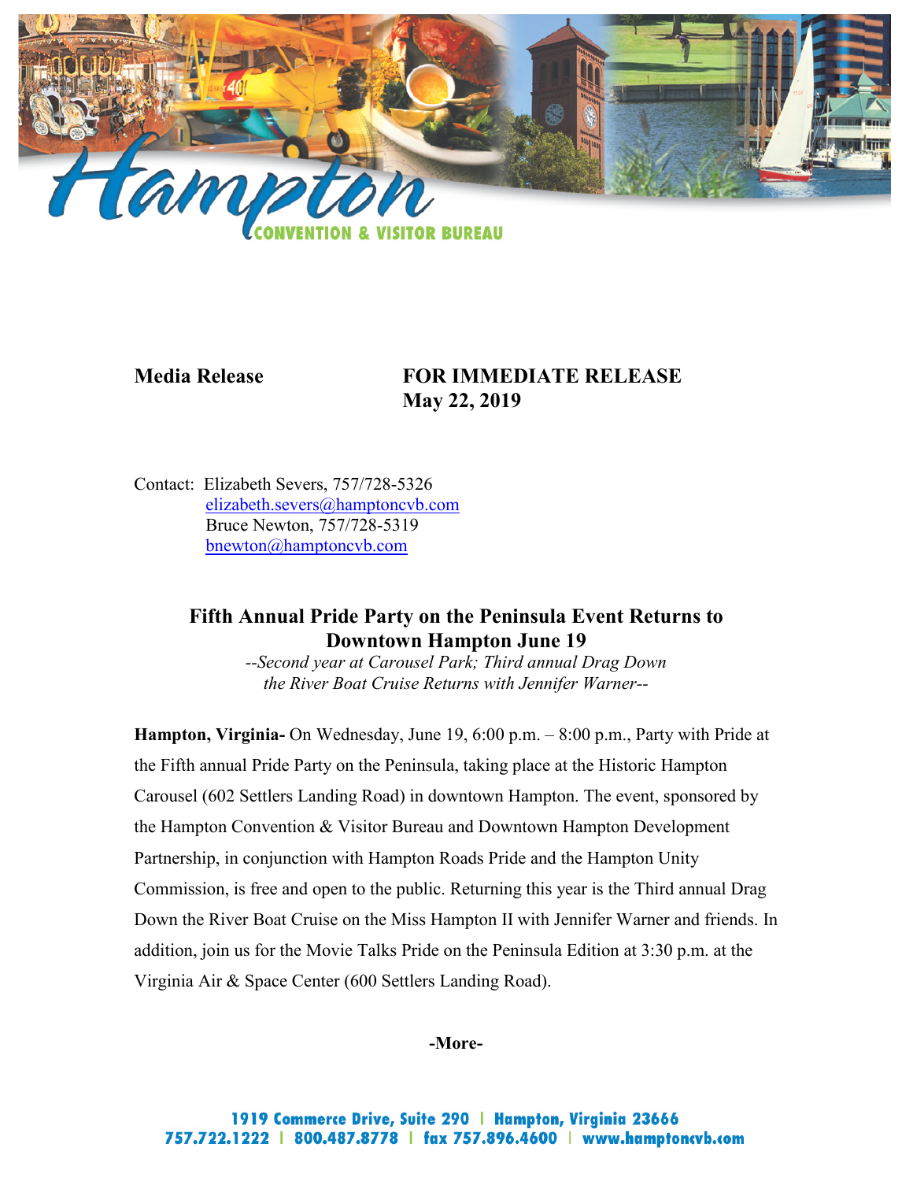**Media Release** **FOR IMMEDIATE RELEASE**
**May 22, 2019**

Contact: Elizabeth Severs, 757/728-5326
elizabeth.severs@hamptoncvb.com
Bruce Newton, 757/728-5319
bnewton@hamptoncvb.com

## Fifth Annual Pride Party on the Peninsula Event Returns to Downtown Hampton June 19

*--Second year at Carousel Park; Third annual Drag Down the River Boat Cruise Returns with Jennifer Warner--*

**Hampton, Virginia-** On Wednesday, June 19, 6:00 p.m. – 8:00 p.m., Party with Pride at the Fifth annual Pride Party on the Peninsula, taking place at the Historic Hampton Carousel (602 Settlers Landing Road) in downtown Hampton. The event, sponsored by the Hampton Convention & Visitor Bureau and Downtown Hampton Development Partnership, in conjunction with Hampton Roads Pride and the Hampton Unity Commission, is free and open to the public. Returning this year is the Third annual Drag Down the River Boat Cruise on the Miss Hampton II with Jennifer Warner and friends. In addition, join us for the Movie Talks Pride on the Peninsula Edition at 3:30 p.m. at the Virginia Air & Space Center (600 Settlers Landing Road).

**-More-**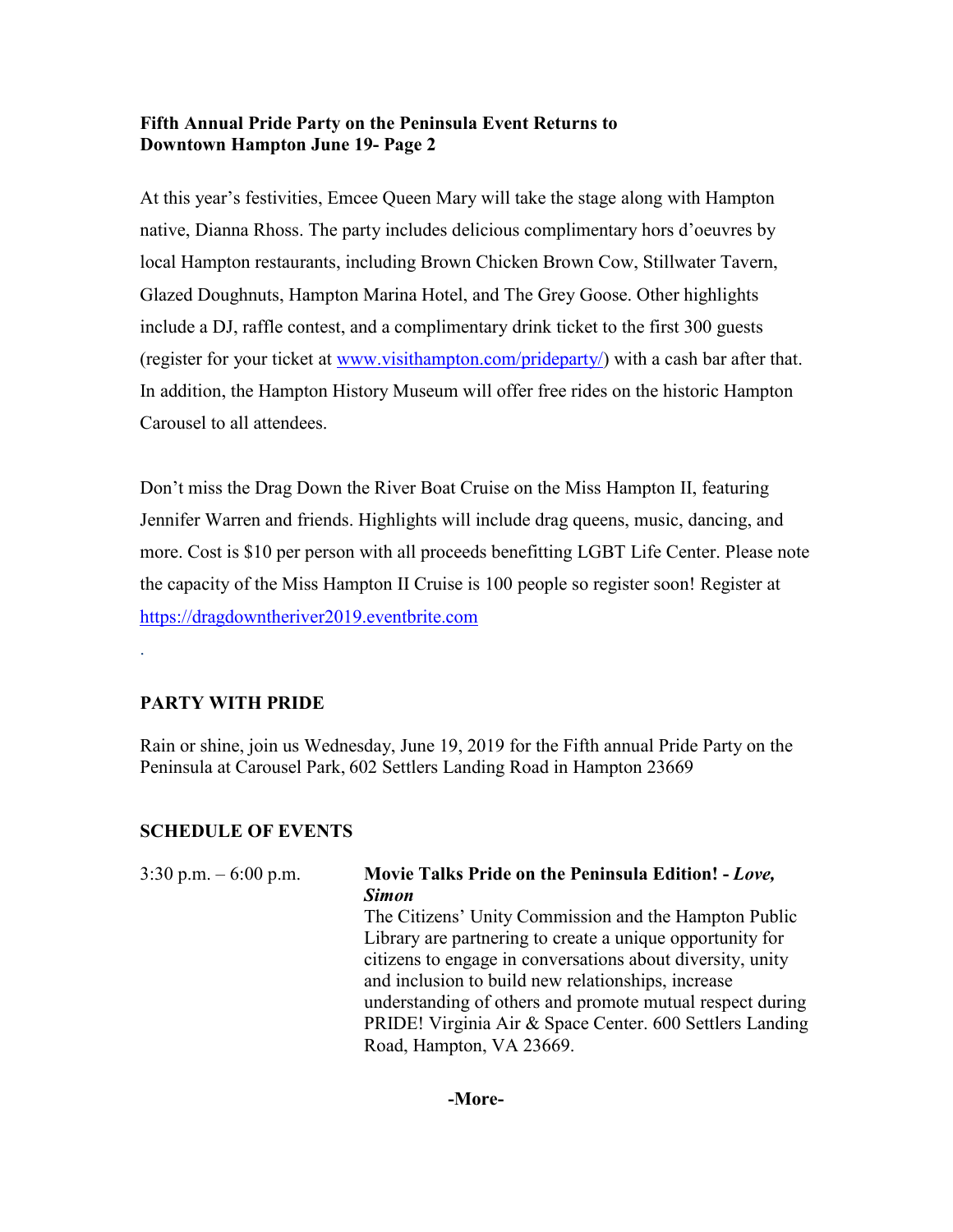**Fifth Annual Pride Party on the Peninsula Event Returns to Downtown Hampton June 19- Page 2**

At this year's festivities, Emcee Queen Mary will take the stage along with Hampton native, Dianna Rhoss. The party includes delicious complimentary hors d'oeuvres by local Hampton restaurants, including Brown Chicken Brown Cow, Stillwater Tavern, Glazed Doughnuts, Hampton Marina Hotel, and The Grey Goose. Other highlights include a DJ, raffle contest, and a complimentary drink ticket to the first 300 guests (register for your ticket at [www.visithampton.com/prideparty/](www.visithampton.com/prideparty/)) with a cash bar after that. In addition, the Hampton History Museum will offer free rides on the historic Hampton Carousel to all attendees.

Don't miss the Drag Down the River Boat Cruise on the Miss Hampton II, featuring Jennifer Warren and friends. Highlights will include drag queens, music, dancing, and more. Cost is $10 per person with all proceeds benefitting LGBT Life Center. Please note the capacity of the Miss Hampton II Cruise is 100 people so register soon! Register at [https://dragdowntheriver2019.eventbrite.com](https://dragdowntheriver2019.eventbrite.com)

.

**PARTY WITH PRIDE**

Rain or shine, join us Wednesday, June 19, 2019 for the Fifth annual Pride Party on the Peninsula at Carousel Park, 602 Settlers Landing Road in Hampton 23669

**SCHEDULE OF EVENTS**

3:30 p.m. – 6:00 p.m. — **Movie Talks Pride on the Peninsula Edition! - *Love, Simon***
The Citizens' Unity Commission and the Hampton Public Library are partnering to create a unique opportunity for citizens to engage in conversations about diversity, unity and inclusion to build new relationships, increase understanding of others and promote mutual respect during PRIDE! Virginia Air & Space Center. 600 Settlers Landing Road, Hampton, VA 23669.

**-More-**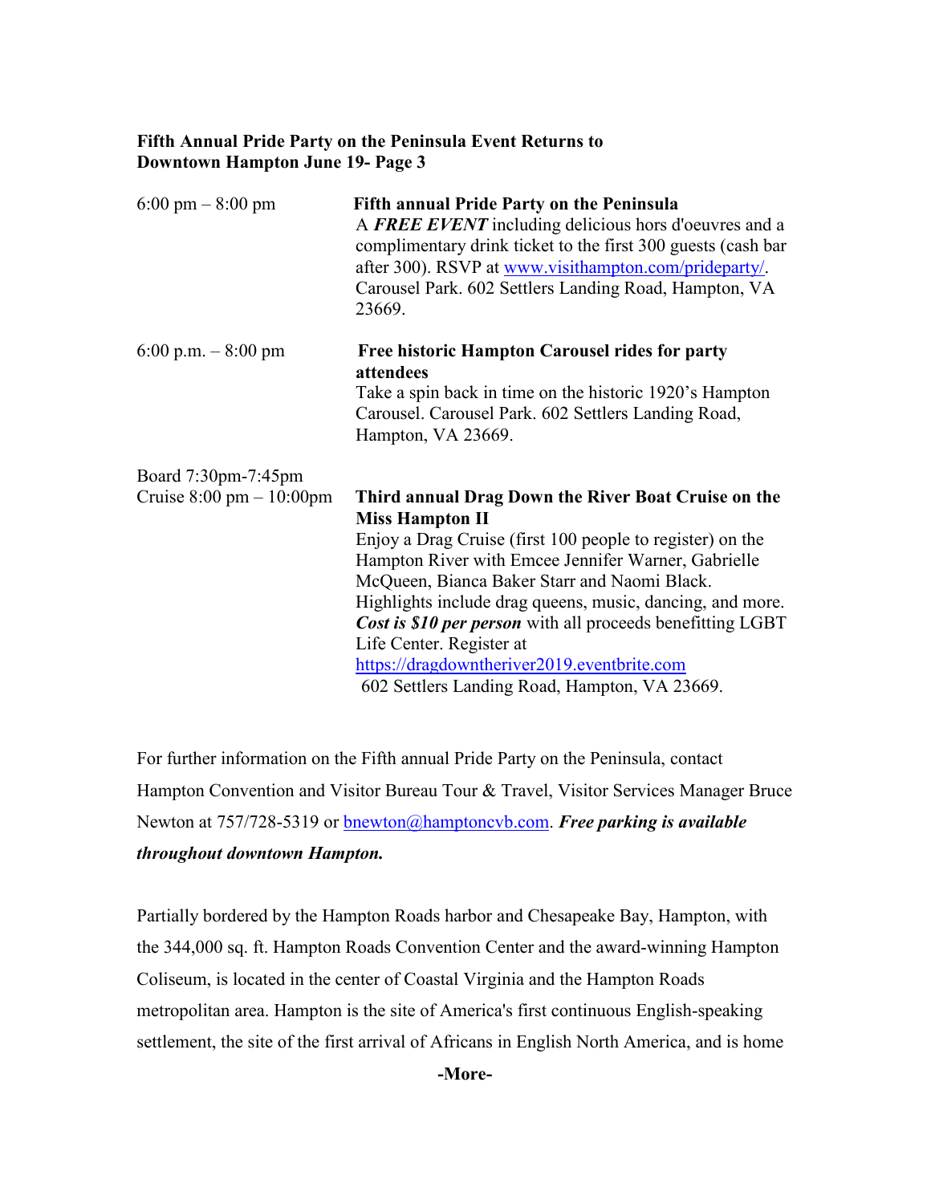**Fifth Annual Pride Party on the Peninsula Event Returns to Downtown Hampton June 19- Page 3**

| | |
|---|---|
| 6:00 pm – 8:00 pm | **Fifth annual Pride Party on the Peninsula** A ***FREE EVENT*** including delicious hors d'oeuvres and a complimentary drink ticket to the first 300 guests (cash bar after 300). RSVP at www.visithampton.com/prideparty/. Carousel Park. 602 Settlers Landing Road, Hampton, VA 23669. |
| 6:00 p.m. – 8:00 pm | **Free historic Hampton Carousel rides for party attendees** Take a spin back in time on the historic 1920's Hampton Carousel. Carousel Park. 602 Settlers Landing Road, Hampton, VA 23669. |
| Board 7:30pm-7:45pm Cruise 8:00 pm – 10:00pm | **Third annual Drag Down the River Boat Cruise on the Miss Hampton II** Enjoy a Drag Cruise (first 100 people to register) on the Hampton River with Emcee Jennifer Warner, Gabrielle McQueen, Bianca Baker Starr and Naomi Black. Highlights include drag queens, music, dancing, and more. ***Cost is $10 per person*** with all proceeds benefitting LGBT Life Center. Register at https://dragdowntheriver2019.eventbrite.com 602 Settlers Landing Road, Hampton, VA 23669. |

For further information on the Fifth annual Pride Party on the Peninsula, contact Hampton Convention and Visitor Bureau Tour & Travel, Visitor Services Manager Bruce Newton at 757/728-5319 or bnewton@hamptoncvb.com. ***Free parking is available throughout downtown Hampton.***

Partially bordered by the Hampton Roads harbor and Chesapeake Bay, Hampton, with the 344,000 sq. ft. Hampton Roads Convention Center and the award-winning Hampton Coliseum, is located in the center of Coastal Virginia and the Hampton Roads metropolitan area. Hampton is the site of America's first continuous English-speaking settlement, the site of the first arrival of Africans in English North America, and is home

**-More-**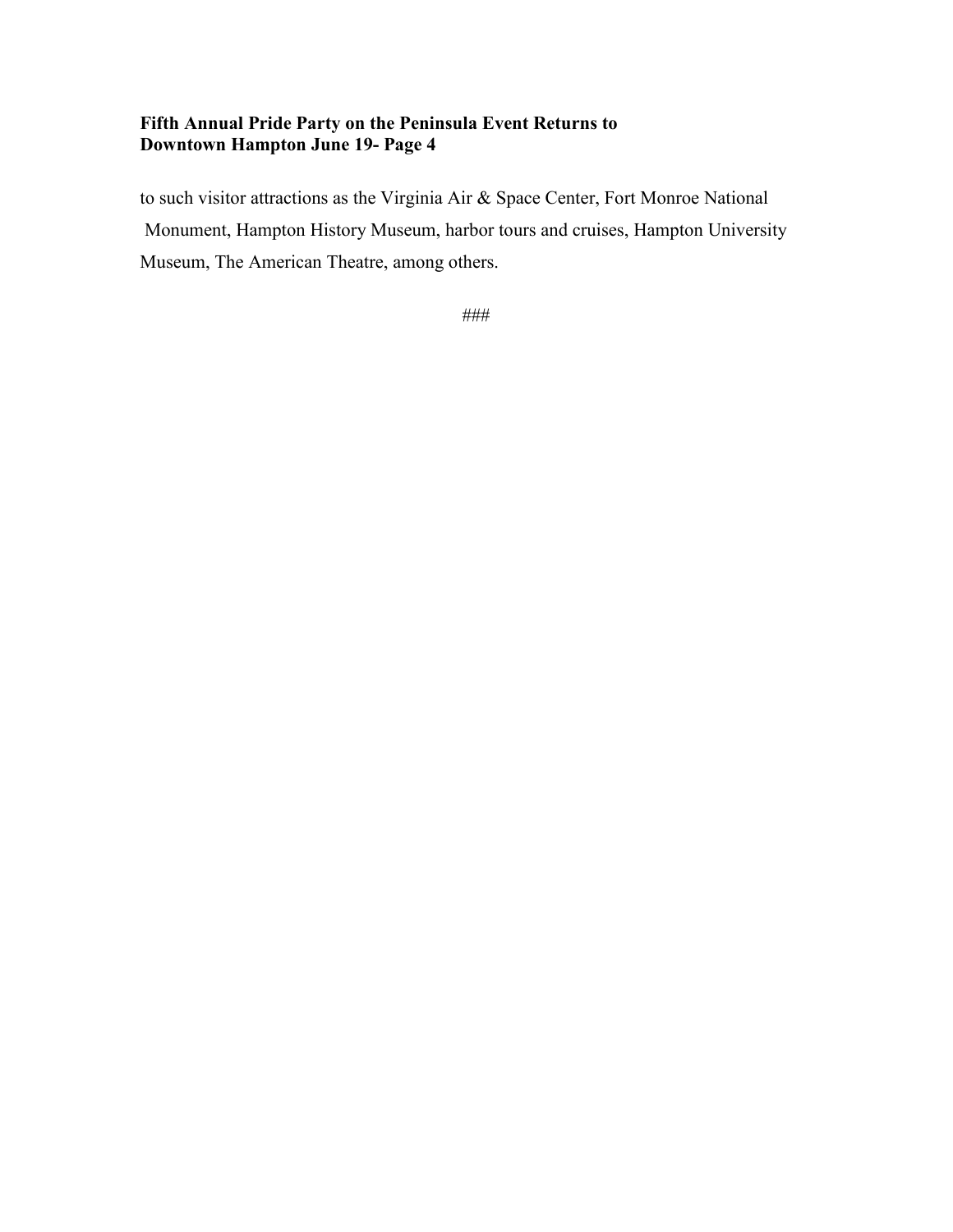to such visitor attractions as the Virginia Air & Space Center, Fort Monroe National Monument, Hampton History Museum, harbor tours and cruises, Hampton University Museum, The American Theatre, among others.

###